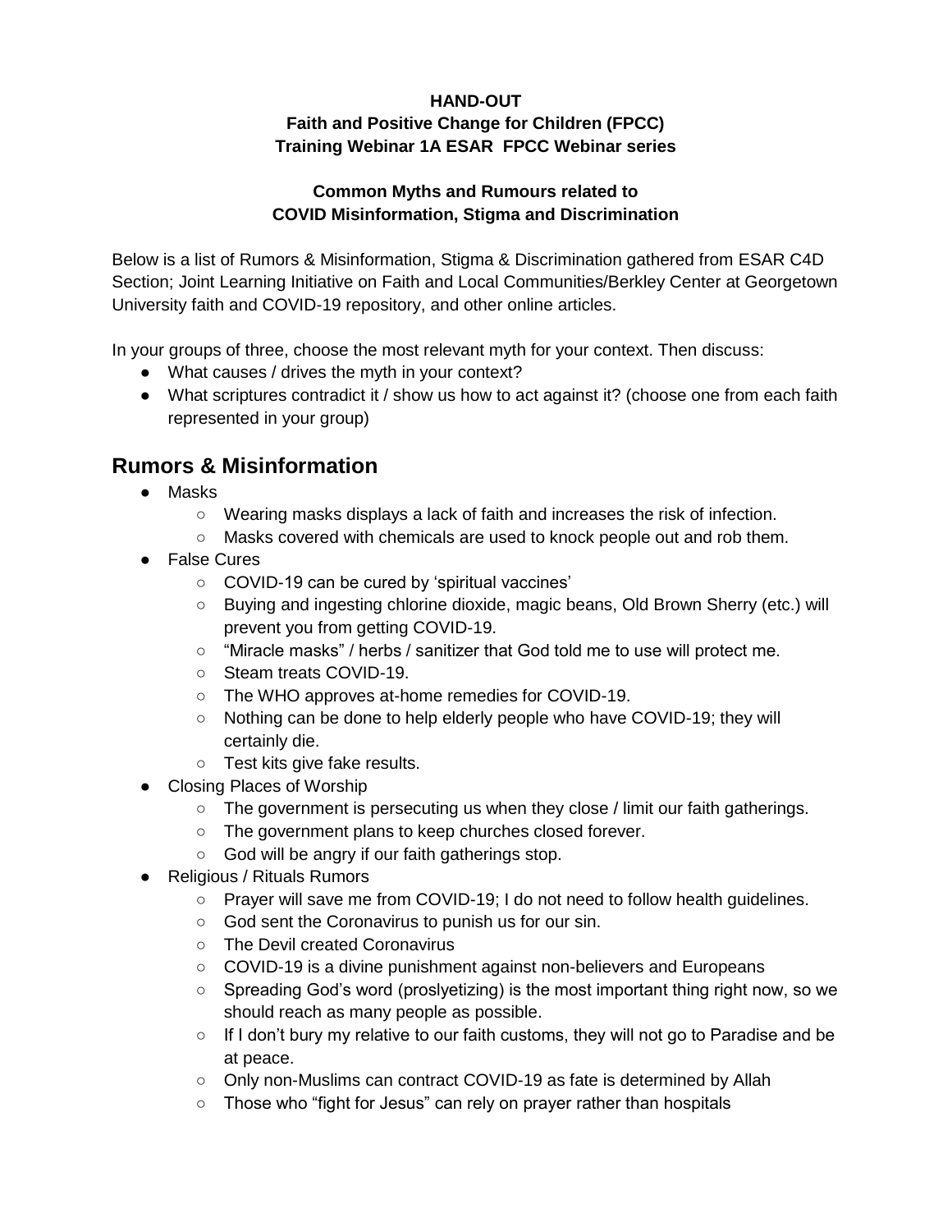**HAND-OUT**
**Faith and Positive Change for Children (FPCC)**
**Training Webinar 1A ESAR FPCC Webinar series**

**Common Myths and Rumours related to**
**COVID Misinformation, Stigma and Discrimination**

Below is a list of Rumors & Misinformation, Stigma & Discrimination gathered from ESAR C4D Section; Joint Learning Initiative on Faith and Local Communities/Berkley Center at Georgetown University faith and COVID-19 repository, and other online articles.

In your groups of three, choose the most relevant myth for your context. Then discuss:

- What causes / drives the myth in your context?
- What scriptures contradict it / show us how to act against it? (choose one from each faith represented in your group)

## Rumors & Misinformation

- Masks
  - Wearing masks displays a lack of faith and increases the risk of infection.
  - Masks covered with chemicals are used to knock people out and rob them.
- False Cures
  - COVID-19 can be cured by 'spiritual vaccines'
  - Buying and ingesting chlorine dioxide, magic beans, Old Brown Sherry (etc.) will prevent you from getting COVID-19.
  - "Miracle masks" / herbs / sanitizer that God told me to use will protect me.
  - Steam treats COVID-19.
  - The WHO approves at-home remedies for COVID-19.
  - Nothing can be done to help elderly people who have COVID-19; they will certainly die.
  - Test kits give fake results.
- Closing Places of Worship
  - The government is persecuting us when they close / limit our faith gatherings.
  - The government plans to keep churches closed forever.
  - God will be angry if our faith gatherings stop.
- Religious / Rituals Rumors
  - Prayer will save me from COVID-19; I do not need to follow health guidelines.
  - God sent the Coronavirus to punish us for our sin.
  - The Devil created Coronavirus
  - COVID-19 is a divine punishment against non-believers and Europeans
  - Spreading God's word (proslyetizing) is the most important thing right now, so we should reach as many people as possible.
  - If I don't bury my relative to our faith customs, they will not go to Paradise and be at peace.
  - Only non-Muslims can contract COVID-19 as fate is determined by Allah
  - Those who "fight for Jesus" can rely on prayer rather than hospitals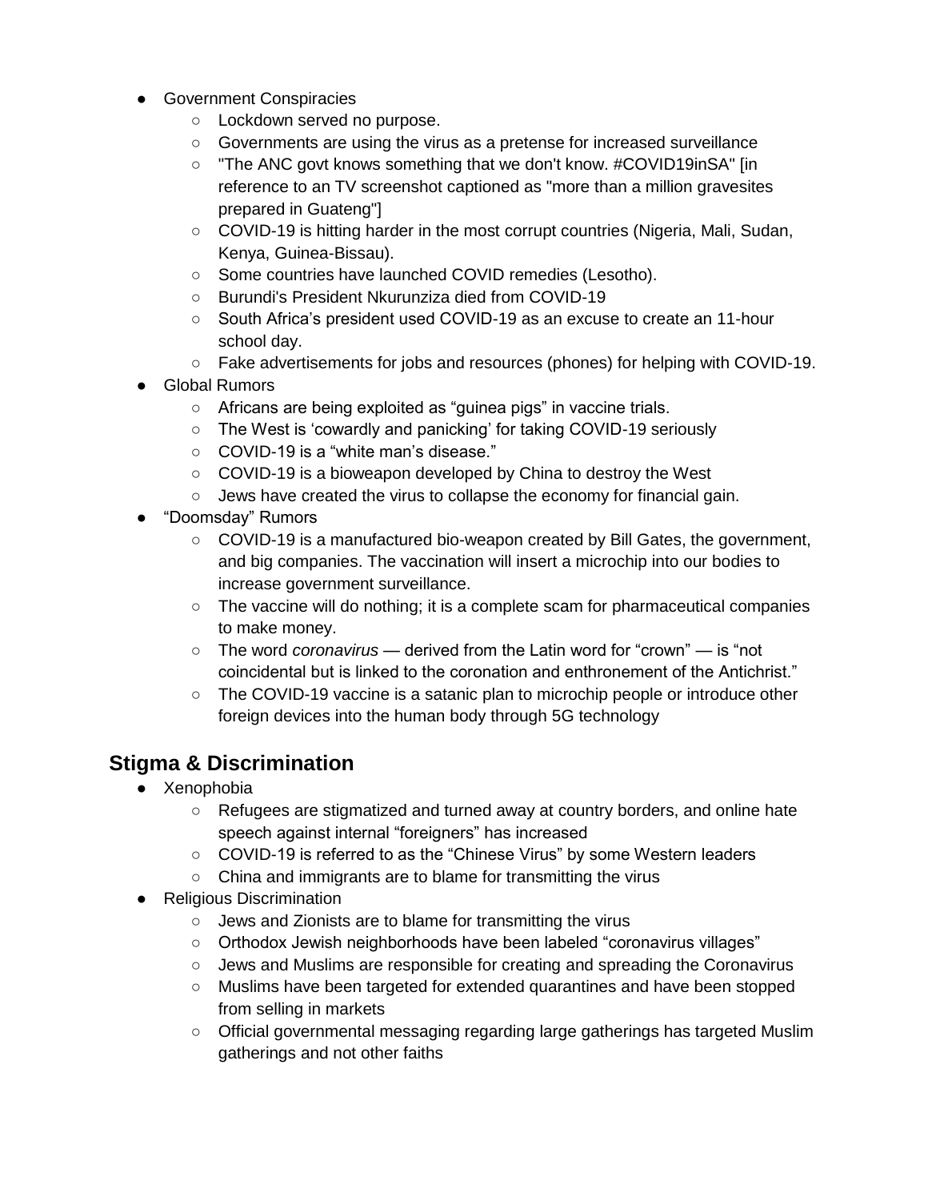- Government Conspiracies
  - Lockdown served no purpose.
  - Governments are using the virus as a pretense for increased surveillance
  - "The ANC govt knows something that we don't know. #COVID19inSA" [in reference to an TV screenshot captioned as "more than a million gravesites prepared in Guateng"]
  - COVID-19 is hitting harder in the most corrupt countries (Nigeria, Mali, Sudan, Kenya, Guinea-Bissau).
  - Some countries have launched COVID remedies (Lesotho).
  - Burundi's President Nkurunziza died from COVID-19
  - South Africa's president used COVID-19 as an excuse to create an 11-hour school day.
  - Fake advertisements for jobs and resources (phones) for helping with COVID-19.
- Global Rumors
  - Africans are being exploited as "guinea pigs" in vaccine trials.
  - The West is 'cowardly and panicking' for taking COVID-19 seriously
  - COVID-19 is a "white man's disease."
  - COVID-19 is a bioweapon developed by China to destroy the West
  - Jews have created the virus to collapse the economy for financial gain.
- "Doomsday" Rumors
  - COVID-19 is a manufactured bio-weapon created by Bill Gates, the government, and big companies. The vaccination will insert a microchip into our bodies to increase government surveillance.
  - The vaccine will do nothing; it is a complete scam for pharmaceutical companies to make money.
  - The word *coronavirus* — derived from the Latin word for "crown" — is "not coincidental but is linked to the coronation and enthronement of the Antichrist."
  - The COVID-19 vaccine is a satanic plan to microchip people or introduce other foreign devices into the human body through 5G technology

## Stigma & Discrimination

- Xenophobia
  - Refugees are stigmatized and turned away at country borders, and online hate speech against internal "foreigners" has increased
  - COVID-19 is referred to as the "Chinese Virus" by some Western leaders
  - China and immigrants are to blame for transmitting the virus
- Religious Discrimination
  - Jews and Zionists are to blame for transmitting the virus
  - Orthodox Jewish neighborhoods have been labeled "coronavirus villages"
  - Jews and Muslims are responsible for creating and spreading the Coronavirus
  - Muslims have been targeted for extended quarantines and have been stopped from selling in markets
  - Official governmental messaging regarding large gatherings has targeted Muslim gatherings and not other faiths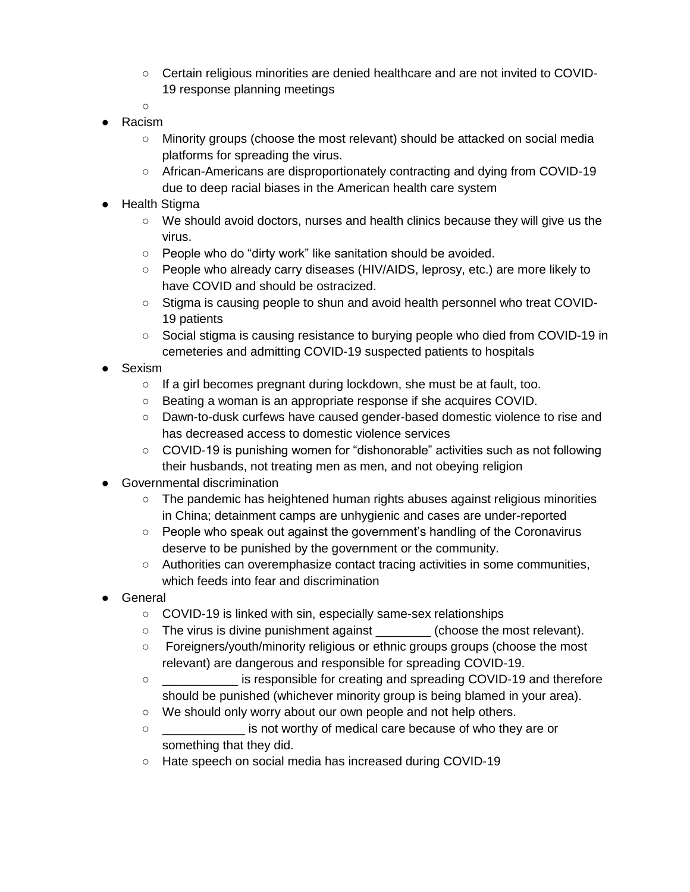- Certain religious minorities are denied healthcare and are not invited to COVID-19 response planning meetings
    - 
- Racism
    - Minority groups (choose the most relevant) should be attacked on social media platforms for spreading the virus.
    - African-Americans are disproportionately contracting and dying from COVID-19 due to deep racial biases in the American health care system
- Health Stigma
    - We should avoid doctors, nurses and health clinics because they will give us the virus.
    - People who do "dirty work" like sanitation should be avoided.
    - People who already carry diseases (HIV/AIDS, leprosy, etc.) are more likely to have COVID and should be ostracized.
    - Stigma is causing people to shun and avoid health personnel who treat COVID-19 patients
    - Social stigma is causing resistance to burying people who died from COVID-19 in cemeteries and admitting COVID-19 suspected patients to hospitals
- Sexism
    - If a girl becomes pregnant during lockdown, she must be at fault, too.
    - Beating a woman is an appropriate response if she acquires COVID.
    - Dawn-to-dusk curfews have caused gender-based domestic violence to rise and has decreased access to domestic violence services
    - COVID-19 is punishing women for "dishonorable" activities such as not following their husbands, not treating men as men, and not obeying religion
- Governmental discrimination
    - The pandemic has heightened human rights abuses against religious minorities in China; detainment camps are unhygienic and cases are under-reported
    - People who speak out against the government's handling of the Coronavirus deserve to be punished by the government or the community.
    - Authorities can overemphasize contact tracing activities in some communities, which feeds into fear and discrimination
- General
    - COVID-19 is linked with sin, especially same-sex relationships
    - The virus is divine punishment against ________ (choose the most relevant).
    - Foreigners/youth/minority religious or ethnic groups groups (choose the most relevant) are dangerous and responsible for spreading COVID-19.
    - ___________ is responsible for creating and spreading COVID-19 and therefore should be punished (whichever minority group is being blamed in your area).
    - We should only worry about our own people and not help others.
    - ____________ is not worthy of medical care because of who they are or something that they did.
    - Hate speech on social media has increased during COVID-19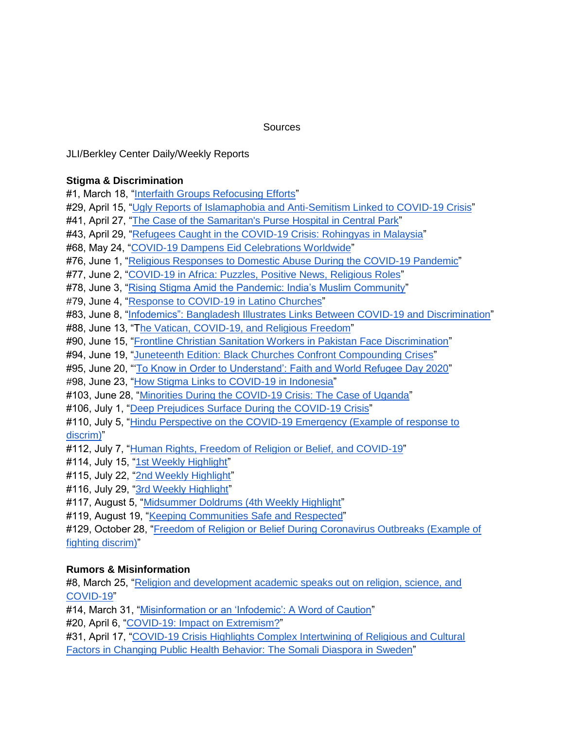Sources

JLI/Berkley Center Daily/Weekly Reports

**Stigma & Discrimination**

#1, March 18, "Interfaith Groups Refocusing Efforts"
#29, April 15, "Ugly Reports of Islamaphobia and Anti-Semitism Linked to COVID-19 Crisis"
#41, April 27, "The Case of the Samaritan's Purse Hospital in Central Park"
#43, April 29, "Refugees Caught in the COVID-19 Crisis: Rohingyas in Malaysia"
#68, May 24, "COVID-19 Dampens Eid Celebrations Worldwide"
#76, June 1, "Religious Responses to Domestic Abuse During the COVID-19 Pandemic"
#77, June 2, "COVID-19 in Africa: Puzzles, Positive News, Religious Roles"
#78, June 3, "Rising Stigma Amid the Pandemic: India's Muslim Community"
#79, June 4, "Response to COVID-19 in Latino Churches"
#83, June 8, "Infodemics": Bangladesh Illustrates Links Between COVID-19 and Discrimination"
#88, June 13, "The Vatican, COVID-19, and Religious Freedom"
#90, June 15, "Frontline Christian Sanitation Workers in Pakistan Face Discrimination"
#94, June 19, "Juneteenth Edition: Black Churches Confront Compounding Crises"
#95, June 20, "'To Know in Order to Understand': Faith and World Refugee Day 2020"
#98, June 23, "How Stigma Links to COVID-19 in Indonesia"
#103, June 28, "Minorities During the COVID-19 Crisis: The Case of Uganda"
#106, July 1, "Deep Prejudices Surface During the COVID-19 Crisis"
#110, July 5, "Hindu Perspective on the COVID-19 Emergency (Example of response to discrim)"
#112, July 7, "Human Rights, Freedom of Religion or Belief, and COVID-19"
#114, July 15, "1st Weekly Highlight"
#115, July 22, "2nd Weekly Highlight"
#116, July 29, "3rd Weekly Highlight"
#117, August 5, "Midsummer Doldrums (4th Weekly Highlight"
#119, August 19, "Keeping Communities Safe and Respected"
#129, October 28, "Freedom of Religion or Belief During Coronavirus Outbreaks (Example of fighting discrim)"

**Rumors & Misinformation**

#8, March 25, "Religion and development academic speaks out on religion, science, and COVID-19"
#14, March 31, "Misinformation or an 'Infodemic': A Word of Caution"
#20, April 6, "COVID-19: Impact on Extremism?"
#31, April 17, "COVID-19 Crisis Highlights Complex Intertwining of Religious and Cultural Factors in Changing Public Health Behavior: The Somali Diaspora in Sweden"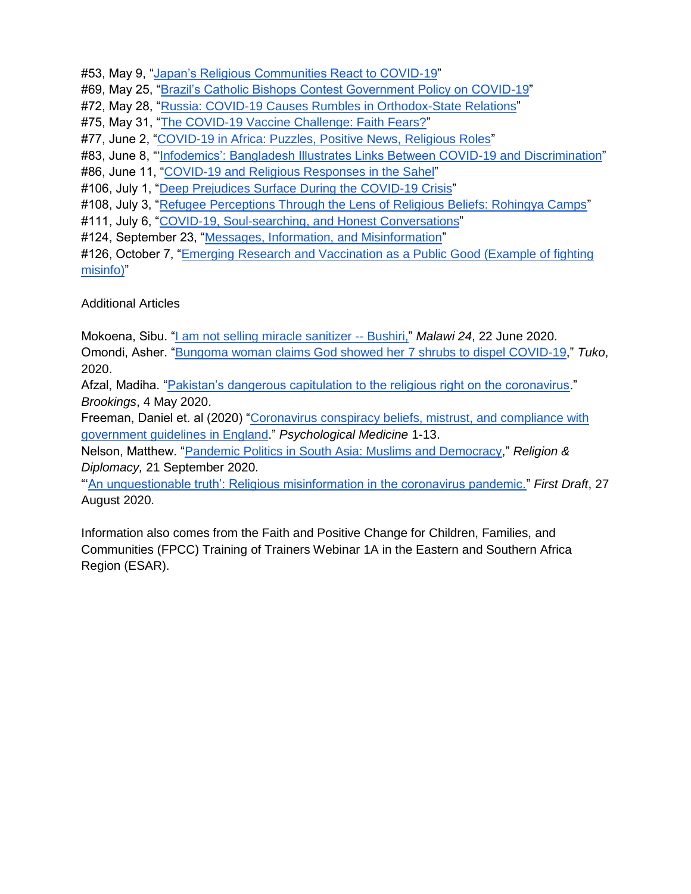#53, May 9, "Japan's Religious Communities React to COVID-19"
#69, May 25, "Brazil's Catholic Bishops Contest Government Policy on COVID-19"
#72, May 28, "Russia: COVID-19 Causes Rumbles in Orthodox-State Relations"
#75, May 31, "The COVID-19 Vaccine Challenge: Faith Fears?"
#77, June 2, "COVID-19 in Africa: Puzzles, Positive News, Religious Roles"
#83, June 8, "'Infodemics': Bangladesh Illustrates Links Between COVID-19 and Discrimination"
#86, June 11, "COVID-19 and Religious Responses in the Sahel"
#106, July 1, "Deep Prejudices Surface During the COVID-19 Crisis"
#108, July 3, "Refugee Perceptions Through the Lens of Religious Beliefs: Rohingya Camps"
#111, July 6, "COVID-19, Soul-searching, and Honest Conversations"
#124, September 23, "Messages, Information, and Misinformation"
#126, October 7, "Emerging Research and Vaccination as a Public Good (Example of fighting misinfo)"

Additional Articles

Mokoena, Sibu. "I am not selling miracle sanitizer -- Bushiri," *Malawi 24*, 22 June 2020.
Omondi, Asher. "Bungoma woman claims God showed her 7 shrubs to dispel COVID-19," *Tuko*, 2020.
Afzal, Madiha. "Pakistan's dangerous capitulation to the religious right on the coronavirus." *Brookings*, 4 May 2020.
Freeman, Daniel et. al (2020) "Coronavirus conspiracy beliefs, mistrust, and compliance with government guidelines in England." *Psychological Medicine* 1-13.
Nelson, Matthew. "Pandemic Politics in South Asia: Muslims and Democracy," *Religion & Diplomacy,* 21 September 2020.
"'An unquestionable truth': Religious misinformation in the coronavirus pandemic." *First Draft*, 27 August 2020.

Information also comes from the Faith and Positive Change for Children, Families, and Communities (FPCC) Training of Trainers Webinar 1A in the Eastern and Southern Africa Region (ESAR).